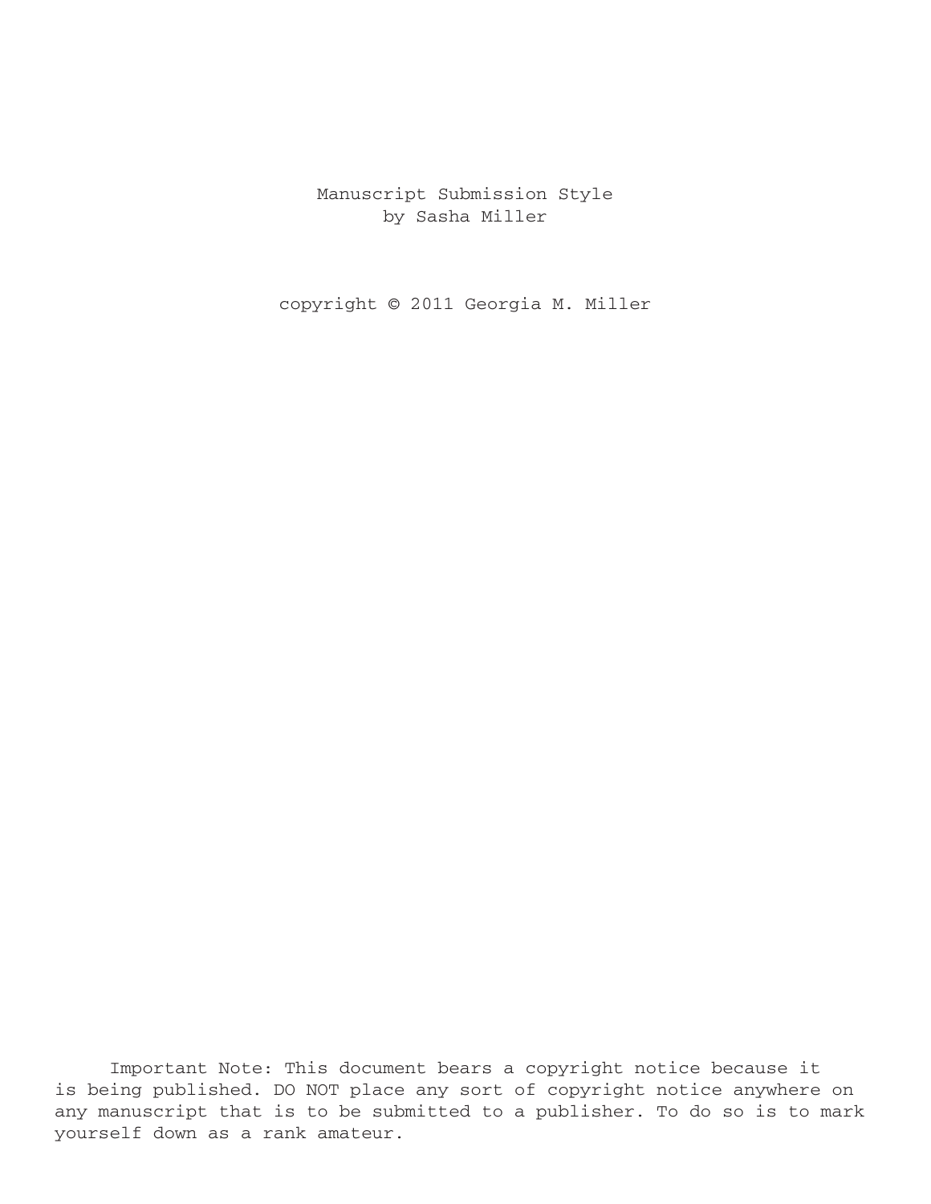# Manuscript Submission Style

by Sasha Miller

copyright © 2011 Georgia M. Miller

Important Note: This document bears a copyright notice because it is being published. DO NOT place any sort of copyright notice anywhere on any manuscript that is to be submitted to a publisher. To do so is to mark yourself down as a rank amateur.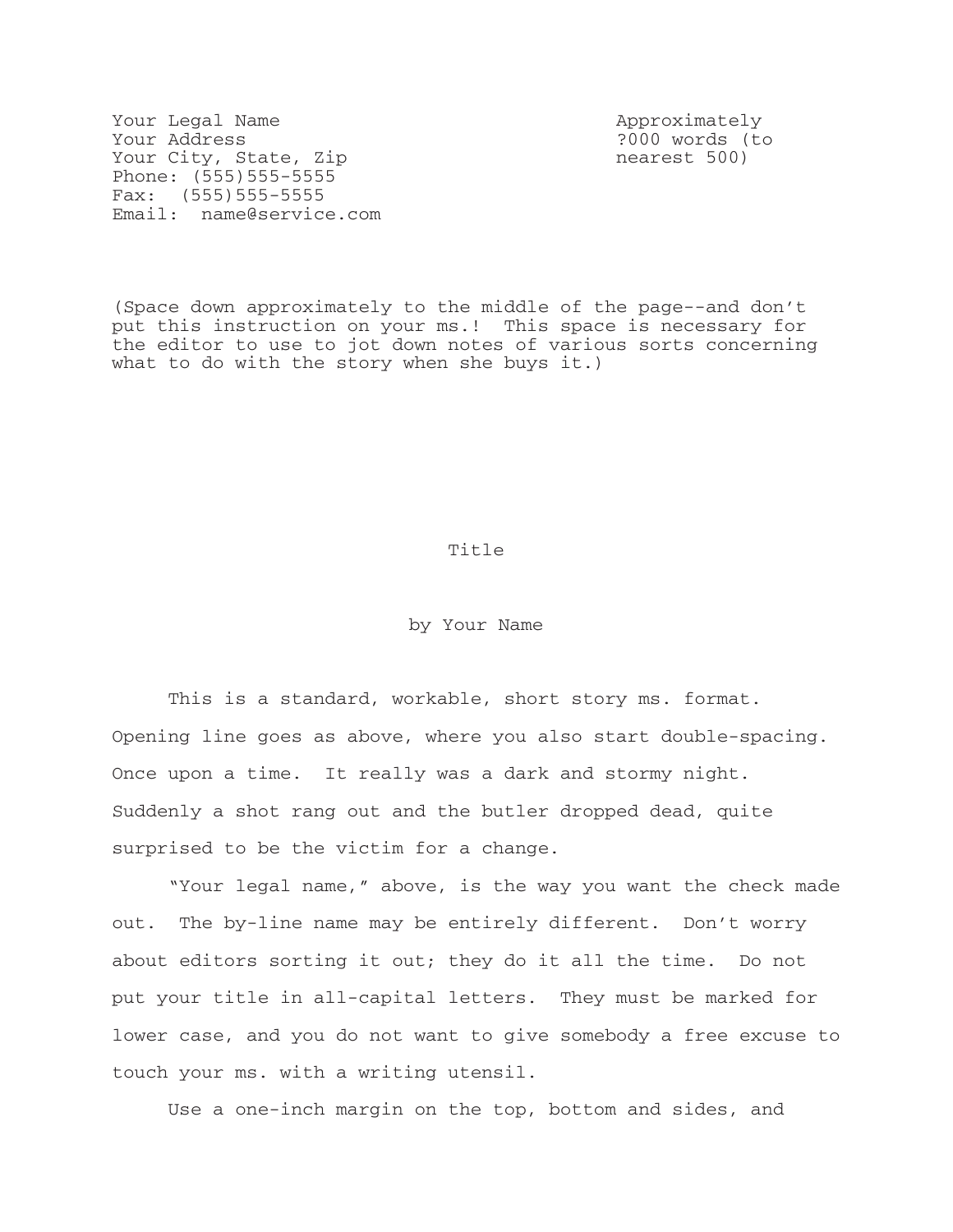Your Legal Name
Your Address
Your City, State, Zip
Phone: (555)555-5555
Fax: (555)555-5555
Email: name@service.com

Approximately
?000 words (to
nearest 500)

(Space down approximately to the middle of the page--and don't put this instruction on your ms.! This space is necessary for the editor to use to jot down notes of various sorts concerning what to do with the story when she buys it.)

Title

by Your Name

This is a standard, workable, short story ms. format. Opening line goes as above, where you also start double-spacing. Once upon a time. It really was a dark and stormy night. Suddenly a shot rang out and the butler dropped dead, quite surprised to be the victim for a change.

"Your legal name," above, is the way you want the check made out. The by-line name may be entirely different. Don't worry about editors sorting it out; they do it all the time. Do not put your title in all-capital letters. They must be marked for lower case, and you do not want to give somebody a free excuse to touch your ms. with a writing utensil.

Use a one-inch margin on the top, bottom and sides, and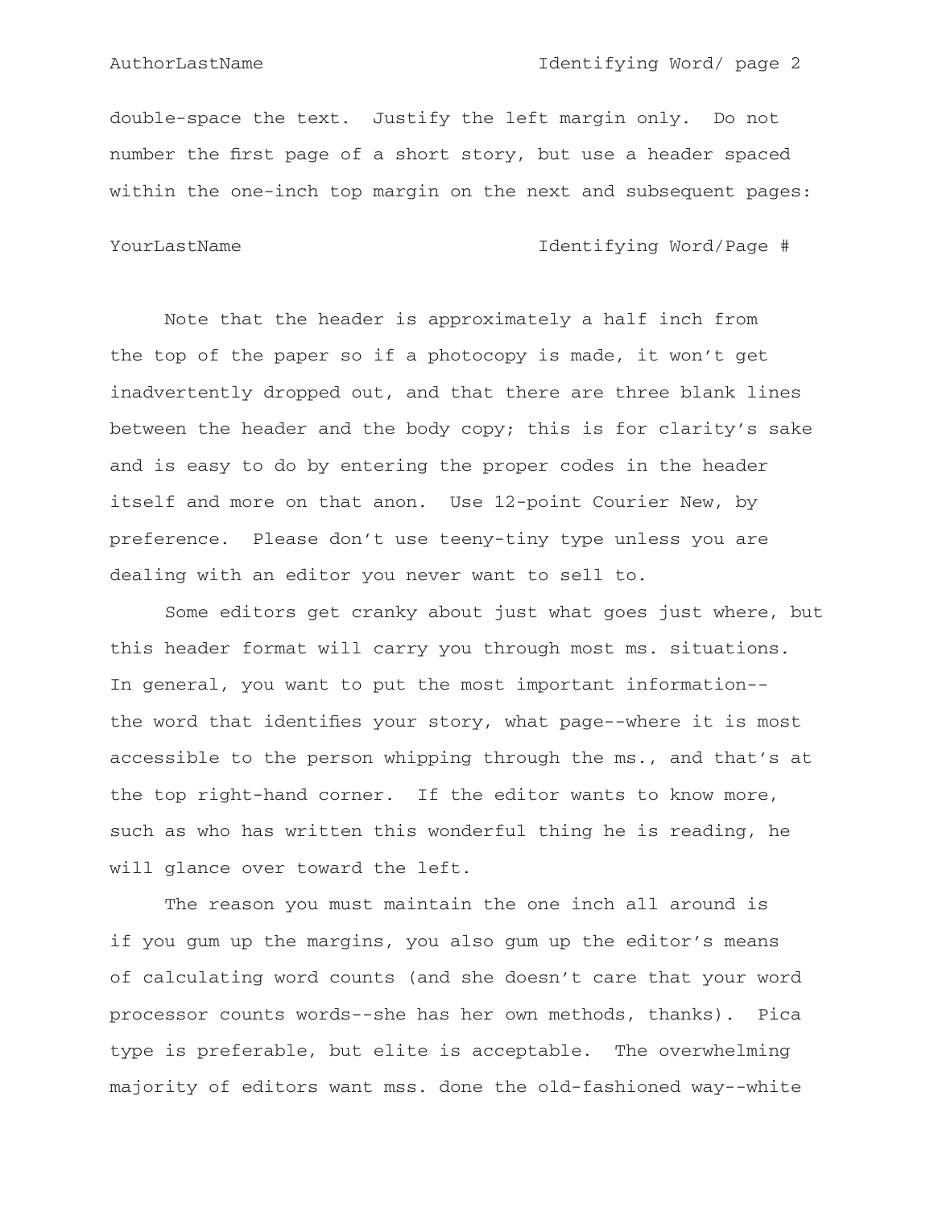double-space the text.  Justify the left margin only.  Do not number the first page of a short story, but use a header spaced within the one-inch top margin on the next and subsequent pages:

YourLastName                                   Identifying Word/Page #

Note that the header is approximately a half inch from the top of the paper so if a photocopy is made, it won't get inadvertently dropped out, and that there are three blank lines between the header and the body copy; this is for clarity's sake and is easy to do by entering the proper codes in the header itself and more on that anon.  Use 12-point Courier New, by preference.  Please don't use teeny-tiny type unless you are dealing with an editor you never want to sell to.

Some editors get cranky about just what goes just where, but this header format will carry you through most ms. situations. In general, you want to put the most important information--the word that identifies your story, what page--where it is most accessible to the person whipping through the ms., and that's at the top right-hand corner.  If the editor wants to know more, such as who has written this wonderful thing he is reading, he will glance over toward the left.

The reason you must maintain the one inch all around is if you gum up the margins, you also gum up the editor's means of calculating word counts (and she doesn't care that your word processor counts words--she has her own methods, thanks).  Pica type is preferable, but elite is acceptable.  The overwhelming majority of editors want mss. done the old-fashioned way--white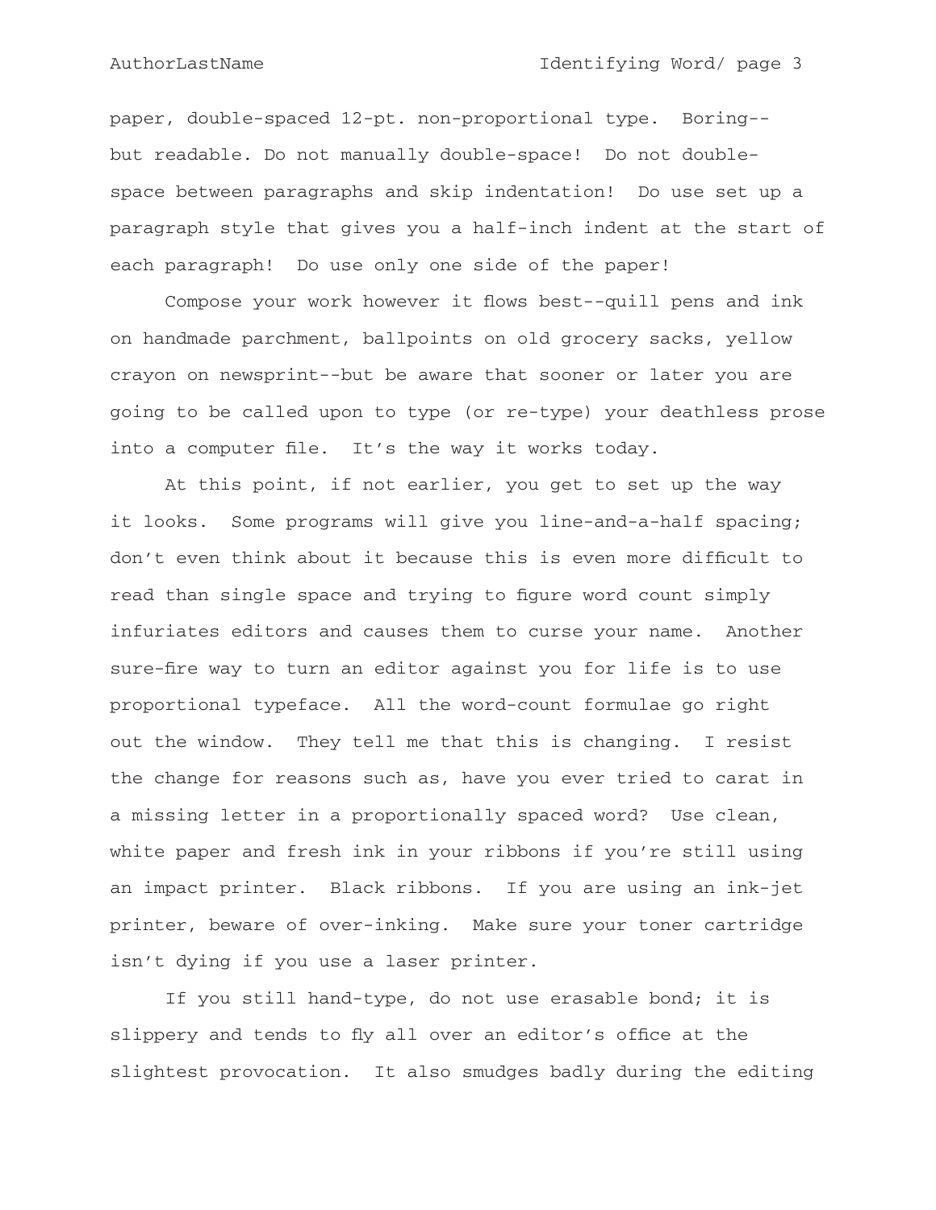paper, double-spaced 12-pt. non-proportional type. Boring--but readable. Do not manually double-space! Do not double-space between paragraphs and skip indentation! Do use set up a paragraph style that gives you a half-inch indent at the start of each paragraph! Do use only one side of the paper!

Compose your work however it flows best--quill pens and ink on handmade parchment, ballpoints on old grocery sacks, yellow crayon on newsprint--but be aware that sooner or later you are going to be called upon to type (or re-type) your deathless prose into a computer file. It's the way it works today.

At this point, if not earlier, you get to set up the way it looks. Some programs will give you line-and-a-half spacing; don't even think about it because this is even more difficult to read than single space and trying to figure word count simply infuriates editors and causes them to curse your name. Another sure-fire way to turn an editor against you for life is to use proportional typeface. All the word-count formulae go right out the window. They tell me that this is changing. I resist the change for reasons such as, have you ever tried to carat in a missing letter in a proportionally spaced word? Use clean, white paper and fresh ink in your ribbons if you're still using an impact printer. Black ribbons. If you are using an ink-jet printer, beware of over-inking. Make sure your toner cartridge isn't dying if you use a laser printer.

If you still hand-type, do not use erasable bond; it is slippery and tends to fly all over an editor's office at the slightest provocation. It also smudges badly during the editing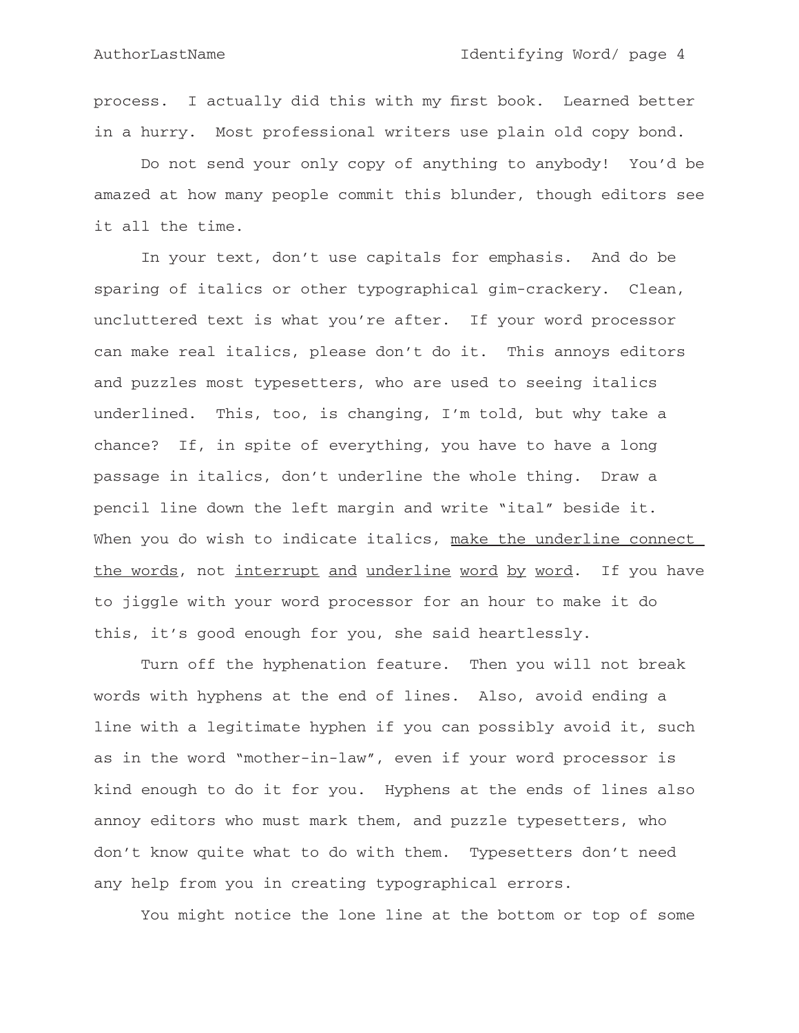process. I actually did this with my first book. Learned better in a hurry. Most professional writers use plain old copy bond.

Do not send your only copy of anything to anybody! You'd be amazed at how many people commit this blunder, though editors see it all the time.

In your text, don't use capitals for emphasis. And do be sparing of italics or other typographical gim-crackery. Clean, uncluttered text is what you're after. If your word processor can make real italics, please don't do it. This annoys editors and puzzles most typesetters, who are used to seeing italics underlined. This, too, is changing, I'm told, but why take a chance? If, in spite of everything, you have to have a long passage in italics, don't underline the whole thing. Draw a pencil line down the left margin and write "ital" beside it. When you do wish to indicate italics, <u>make the underline connect the words</u>, not <u>interrupt</u> <u>and</u> <u>underline</u> <u>word</u> <u>by</u> <u>word</u>. If you have to jiggle with your word processor for an hour to make it do this, it's good enough for you, she said heartlessly.

Turn off the hyphenation feature. Then you will not break words with hyphens at the end of lines. Also, avoid ending a line with a legitimate hyphen if you can possibly avoid it, such as in the word "mother-in-law", even if your word processor is kind enough to do it for you. Hyphens at the ends of lines also annoy editors who must mark them, and puzzle typesetters, who don't know quite what to do with them. Typesetters don't need any help from you in creating typographical errors.

You might notice the lone line at the bottom or top of some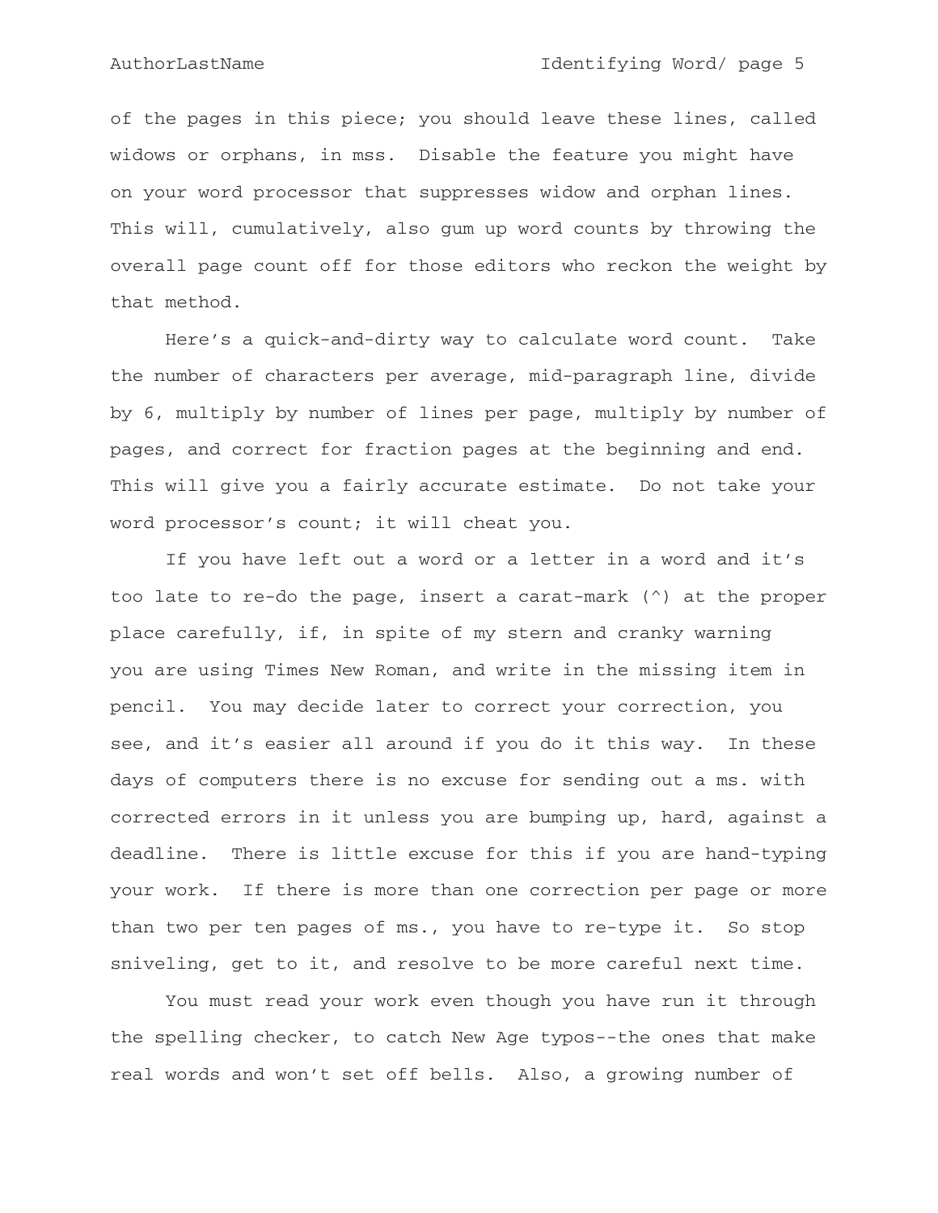of the pages in this piece; you should leave these lines, called widows or orphans, in mss. Disable the feature you might have on your word processor that suppresses widow and orphan lines. This will, cumulatively, also gum up word counts by throwing the overall page count off for those editors who reckon the weight by that method.

Here's a quick-and-dirty way to calculate word count. Take the number of characters per average, mid-paragraph line, divide by 6, multiply by number of lines per page, multiply by number of pages, and correct for fraction pages at the beginning and end. This will give you a fairly accurate estimate. Do not take your word processor's count; it will cheat you.

If you have left out a word or a letter in a word and it's too late to re-do the page, insert a carat-mark (^) at the proper place carefully, if, in spite of my stern and cranky warning you are using Times New Roman, and write in the missing item in pencil. You may decide later to correct your correction, you see, and it's easier all around if you do it this way. In these days of computers there is no excuse for sending out a ms. with corrected errors in it unless you are bumping up, hard, against a deadline. There is little excuse for this if you are hand-typing your work. If there is more than one correction per page or more than two per ten pages of ms., you have to re-type it. So stop sniveling, get to it, and resolve to be more careful next time.

You must read your work even though you have run it through the spelling checker, to catch New Age typos--the ones that make real words and won't set off bells. Also, a growing number of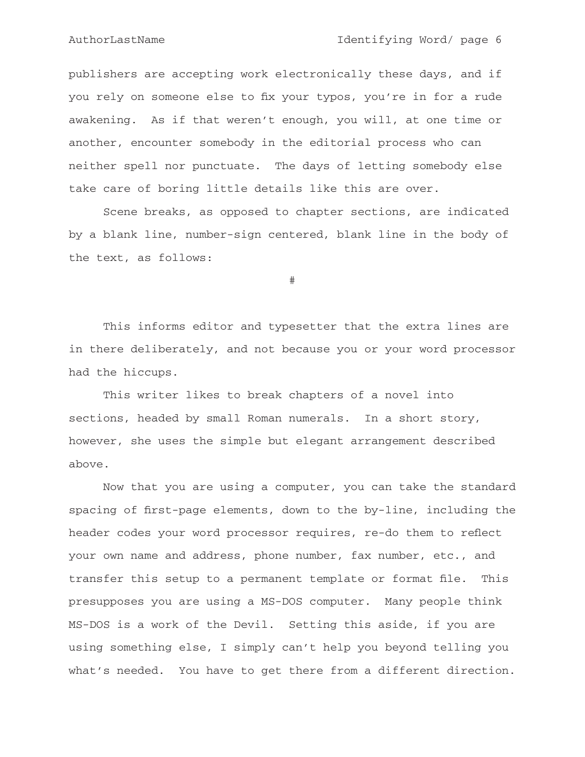publishers are accepting work electronically these days, and if you rely on someone else to fix your typos, you're in for a rude awakening.  As if that weren't enough, you will, at one time or another, encounter somebody in the editorial process who can neither spell nor punctuate.  The days of letting somebody else take care of boring little details like this are over.

Scene breaks, as opposed to chapter sections, are indicated by a blank line, number-sign centered, blank line in the body of the text, as follows:

#

This informs editor and typesetter that the extra lines are in there deliberately, and not because you or your word processor had the hiccups.

This writer likes to break chapters of a novel into sections, headed by small Roman numerals.  In a short story, however, she uses the simple but elegant arrangement described above.

Now that you are using a computer, you can take the standard spacing of first-page elements, down to the by-line, including the header codes your word processor requires, re-do them to reflect your own name and address, phone number, fax number, etc., and transfer this setup to a permanent template or format file.  This presupposes you are using a MS-DOS computer.  Many people think MS-DOS is a work of the Devil.  Setting this aside, if you are using something else, I simply can't help you beyond telling you what's needed.  You have to get there from a different direction.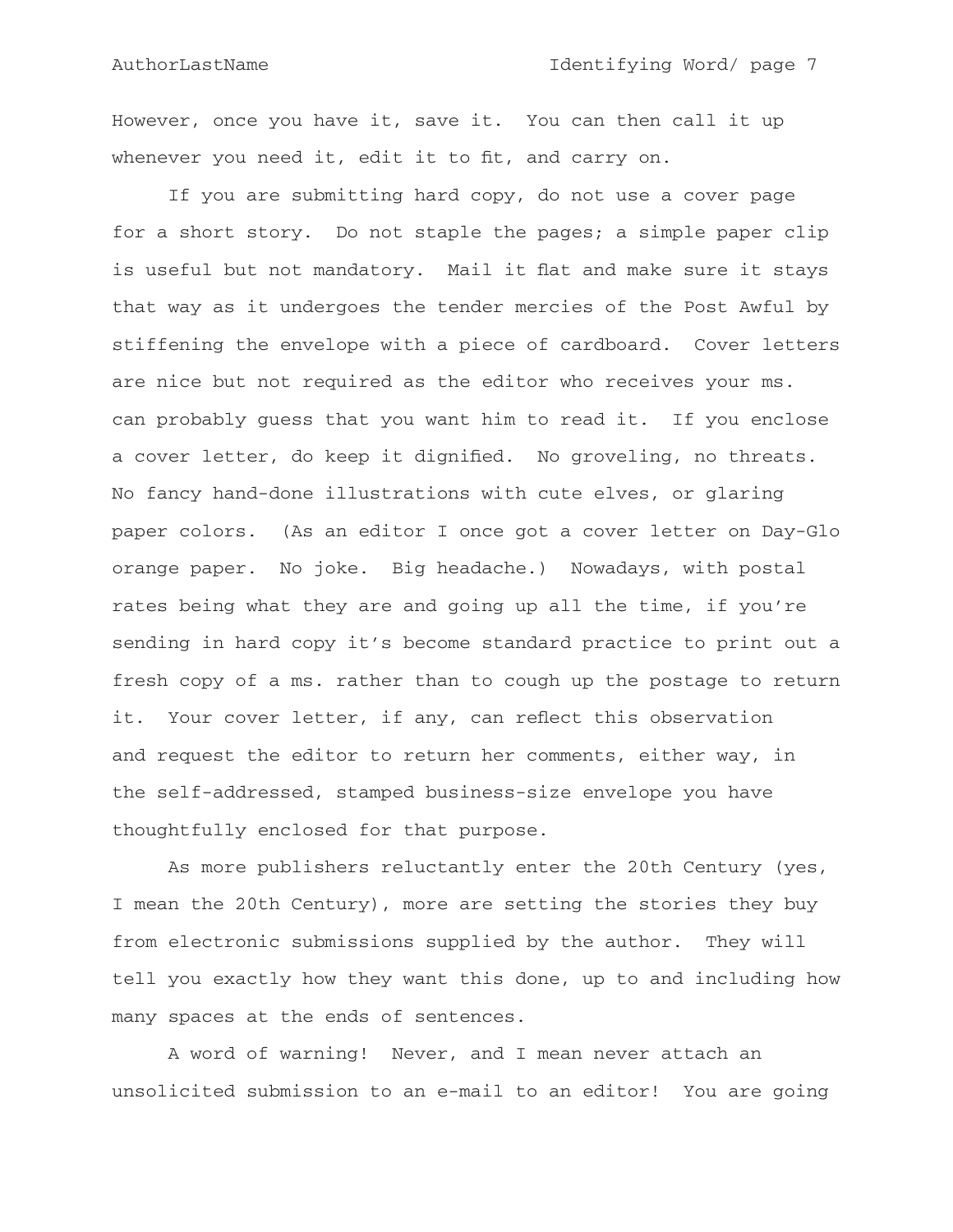However, once you have it, save it. You can then call it up whenever you need it, edit it to fit, and carry on.

If you are submitting hard copy, do not use a cover page for a short story. Do not staple the pages; a simple paper clip is useful but not mandatory. Mail it flat and make sure it stays that way as it undergoes the tender mercies of the Post Awful by stiffening the envelope with a piece of cardboard. Cover letters are nice but not required as the editor who receives your ms. can probably guess that you want him to read it. If you enclose a cover letter, do keep it dignified. No groveling, no threats. No fancy hand-done illustrations with cute elves, or glaring paper colors. (As an editor I once got a cover letter on Day-Glo orange paper. No joke. Big headache.) Nowadays, with postal rates being what they are and going up all the time, if you're sending in hard copy it's become standard practice to print out a fresh copy of a ms. rather than to cough up the postage to return it. Your cover letter, if any, can reflect this observation and request the editor to return her comments, either way, in the self-addressed, stamped business-size envelope you have thoughtfully enclosed for that purpose.

As more publishers reluctantly enter the 20th Century (yes, I mean the 20th Century), more are setting the stories they buy from electronic submissions supplied by the author. They will tell you exactly how they want this done, up to and including how many spaces at the ends of sentences.

A word of warning! Never, and I mean never attach an unsolicited submission to an e-mail to an editor! You are going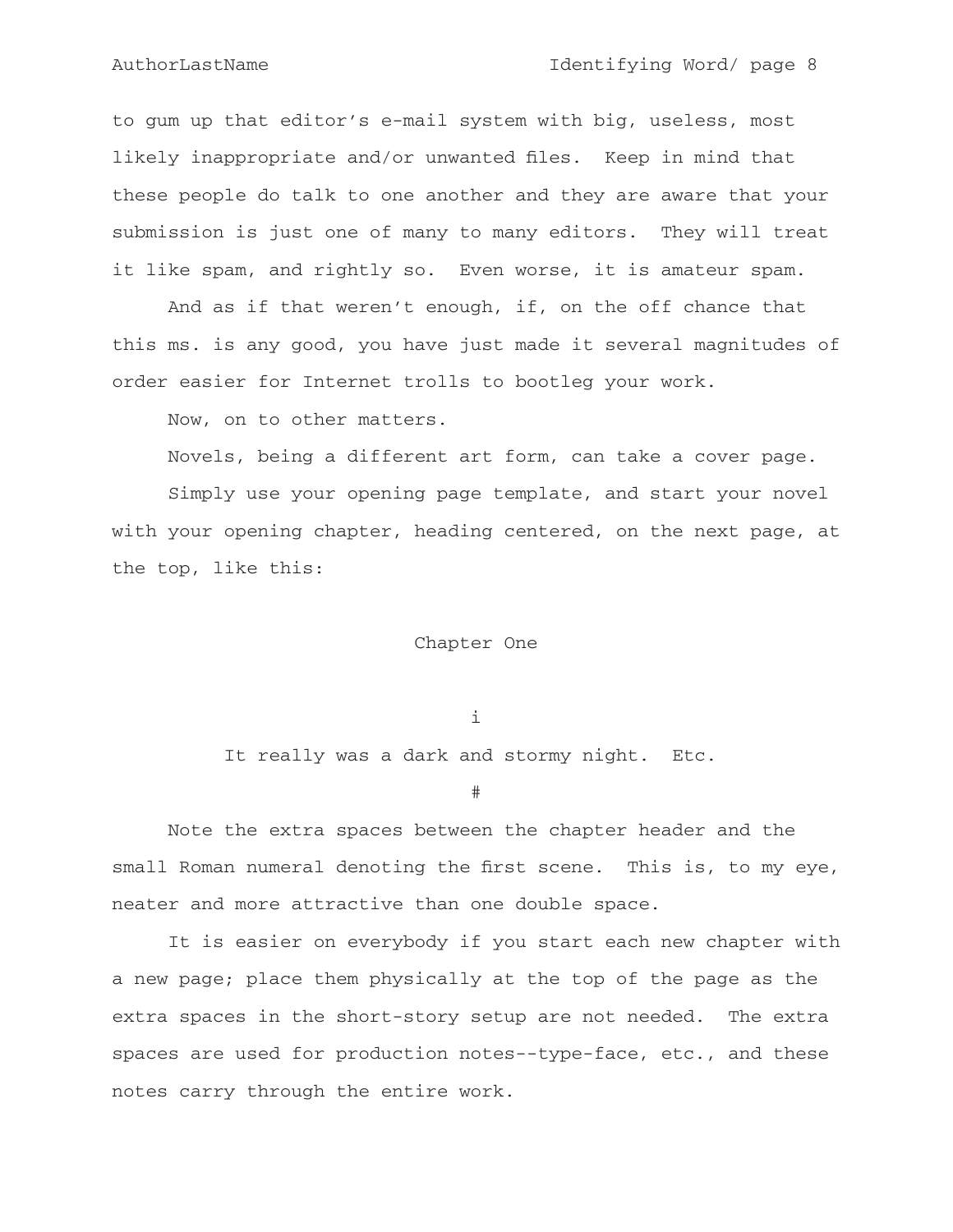to gum up that editor's e-mail system with big, useless, most likely inappropriate and/or unwanted files. Keep in mind that these people do talk to one another and they are aware that your submission is just one of many to many editors. They will treat it like spam, and rightly so. Even worse, it is amateur spam.

And as if that weren't enough, if, on the off chance that this ms. is any good, you have just made it several magnitudes of order easier for Internet trolls to bootleg your work.

Now, on to other matters.

Novels, being a different art form, can take a cover page.

Simply use your opening page template, and start your novel with your opening chapter, heading centered, on the next page, at the top, like this:

<center>Chapter One</center>

<center>i</center>

<center>It really was a dark and stormy night. Etc.</center>

<center>#</center>

Note the extra spaces between the chapter header and the small Roman numeral denoting the first scene. This is, to my eye, neater and more attractive than one double space.

It is easier on everybody if you start each new chapter with a new page; place them physically at the top of the page as the extra spaces in the short-story setup are not needed. The extra spaces are used for production notes--type-face, etc., and these notes carry through the entire work.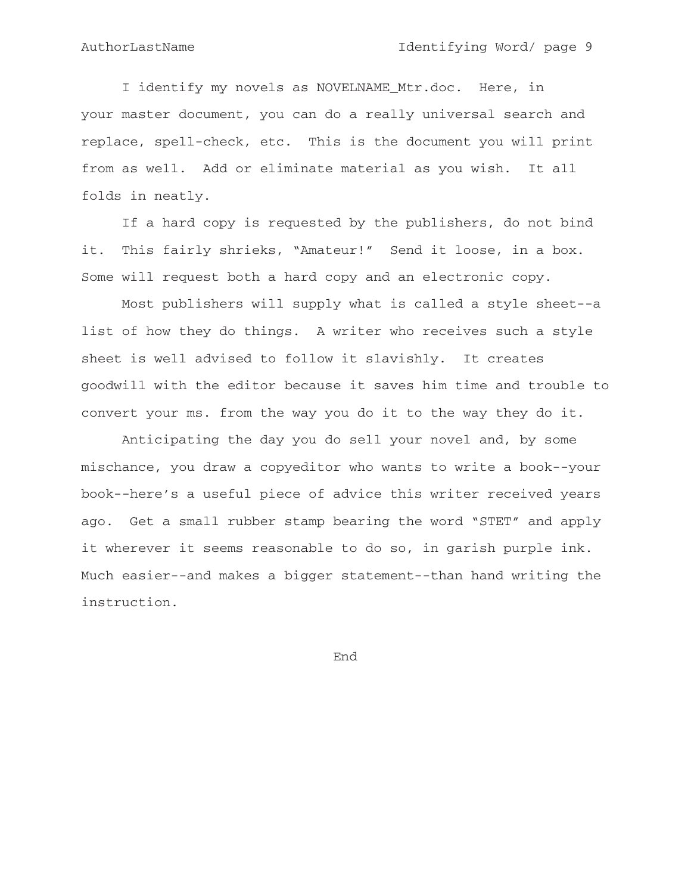I identify my novels as NOVELNAME_Mtr.doc. Here, in your master document, you can do a really universal search and replace, spell-check, etc. This is the document you will print from as well. Add or eliminate material as you wish. It all folds in neatly.

If a hard copy is requested by the publishers, do not bind it. This fairly shrieks, "Amateur!" Send it loose, in a box. Some will request both a hard copy and an electronic copy.

Most publishers will supply what is called a style sheet--a list of how they do things. A writer who receives such a style sheet is well advised to follow it slavishly. It creates goodwill with the editor because it saves him time and trouble to convert your ms. from the way you do it to the way they do it.

Anticipating the day you do sell your novel and, by some mischance, you draw a copyeditor who wants to write a book--your book--here's a useful piece of advice this writer received years ago. Get a small rubber stamp bearing the word "STET" and apply it wherever it seems reasonable to do so, in garish purple ink. Much easier--and makes a bigger statement--than hand writing the instruction.

End